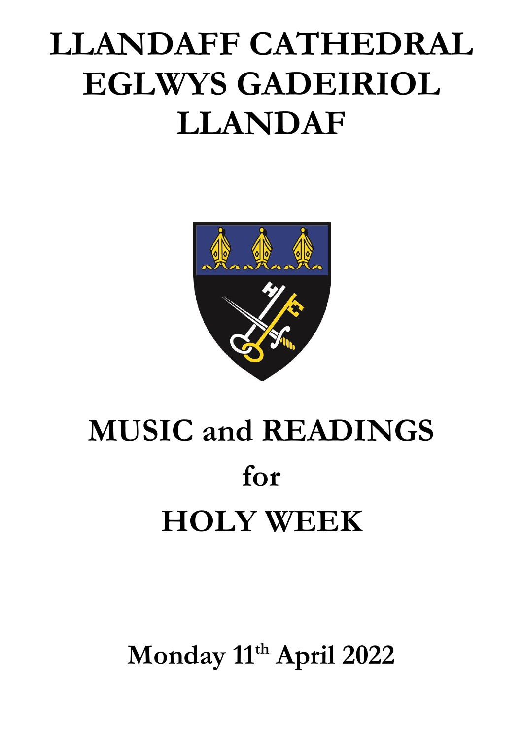# LLANDAFF CATHEDRAL
# EGLWYS GADEIRIOL LLANDAF

# MUSIC and READINGS
# for
# HOLY WEEK

**Monday 11th April 2022**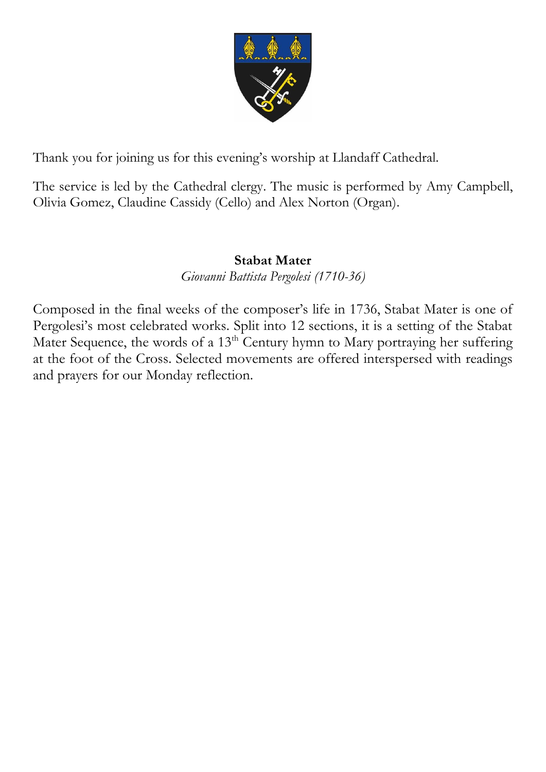Thank you for joining us for this evening's worship at Llandaff Cathedral.

The service is led by the Cathedral clergy. The music is performed by Amy Campbell, Olivia Gomez, Claudine Cassidy (Cello) and Alex Norton (Organ).

**Stabat Mater**

*Giovanni Battista Pergolesi (1710-36)*

Composed in the final weeks of the composer's life in 1736, Stabat Mater is one of Pergolesi's most celebrated works. Split into 12 sections, it is a setting of the Stabat Mater Sequence, the words of a 13th Century hymn to Mary portraying her suffering at the foot of the Cross. Selected movements are offered interspersed with readings and prayers for our Monday reflection.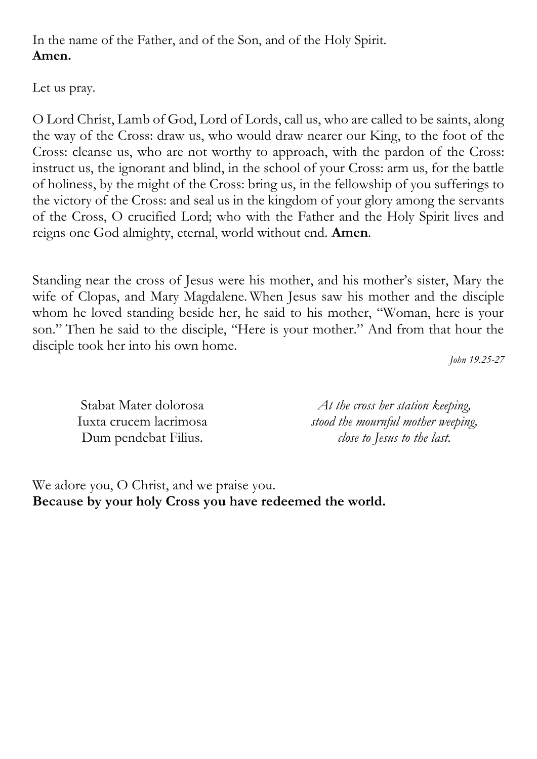In the name of the Father, and of the Son, and of the Holy Spirit.
**Amen.**

Let us pray.

O Lord Christ, Lamb of God, Lord of Lords, call us, who are called to be saints, along the way of the Cross: draw us, who would draw nearer our King, to the foot of the Cross: cleanse us, who are not worthy to approach, with the pardon of the Cross: instruct us, the ignorant and blind, in the school of your Cross: arm us, for the battle of holiness, by the might of the Cross: bring us, in the fellowship of you sufferings to the victory of the Cross: and seal us in the kingdom of your glory among the servants of the Cross, O crucified Lord; who with the Father and the Holy Spirit lives and reigns one God almighty, eternal, world without end. **Amen**.

Standing near the cross of Jesus were his mother, and his mother's sister, Mary the wife of Clopas, and Mary Magdalene. When Jesus saw his mother and the disciple whom he loved standing beside her, he said to his mother, "Woman, here is your son." Then he said to the disciple, "Here is your mother." And from that hour the disciple took her into his own home.

*John 19.25-27*

Stabat Mater dolorosa
Iuxta crucem lacrimosa
Dum pendebat Filius.

*At the cross her station keeping,*
*stood the mournful mother weeping,*
*close to Jesus to the last.*

We adore you, O Christ, and we praise you.
**Because by your holy Cross you have redeemed the world.**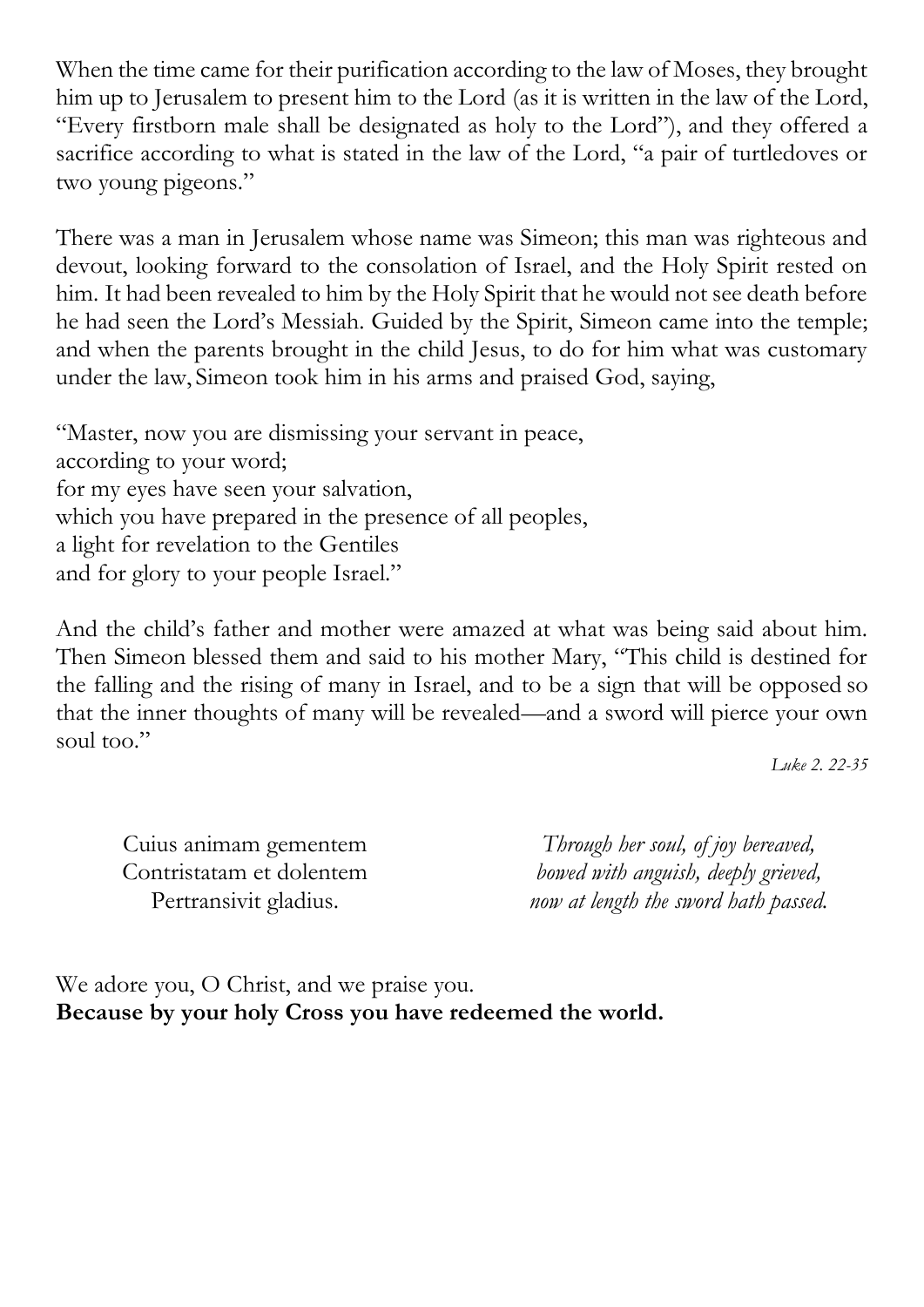When the time came for their purification according to the law of Moses, they brought him up to Jerusalem to present him to the Lord (as it is written in the law of the Lord, "Every firstborn male shall be designated as holy to the Lord"), and they offered a sacrifice according to what is stated in the law of the Lord, "a pair of turtledoves or two young pigeons."

There was a man in Jerusalem whose name was Simeon; this man was righteous and devout, looking forward to the consolation of Israel, and the Holy Spirit rested on him. It had been revealed to him by the Holy Spirit that he would not see death before he had seen the Lord's Messiah. Guided by the Spirit, Simeon came into the temple; and when the parents brought in the child Jesus, to do for him what was customary under the law, Simeon took him in his arms and praised God, saying,

"Master, now you are dismissing your servant in peace,  
according to your word;  
for my eyes have seen your salvation,  
which you have prepared in the presence of all peoples,  
a light for revelation to the Gentiles  
and for glory to your people Israel."

And the child's father and mother were amazed at what was being said about him. Then Simeon blessed them and said to his mother Mary, "This child is destined for the falling and the rising of many in Israel, and to be a sign that will be opposed so that the inner thoughts of many will be revealed—and a sword will pierce your own soul too."

*Luke 2. 22-35*

Cuius animam gementem  
Contristatam et dolentem  
Pertransivit gladius.

*Through her soul, of joy bereaved,*  
*bowed with anguish, deeply grieved,*  
*now at length the sword hath passed.*

We adore you, O Christ, and we praise you.  
**Because by your holy Cross you have redeemed the world.**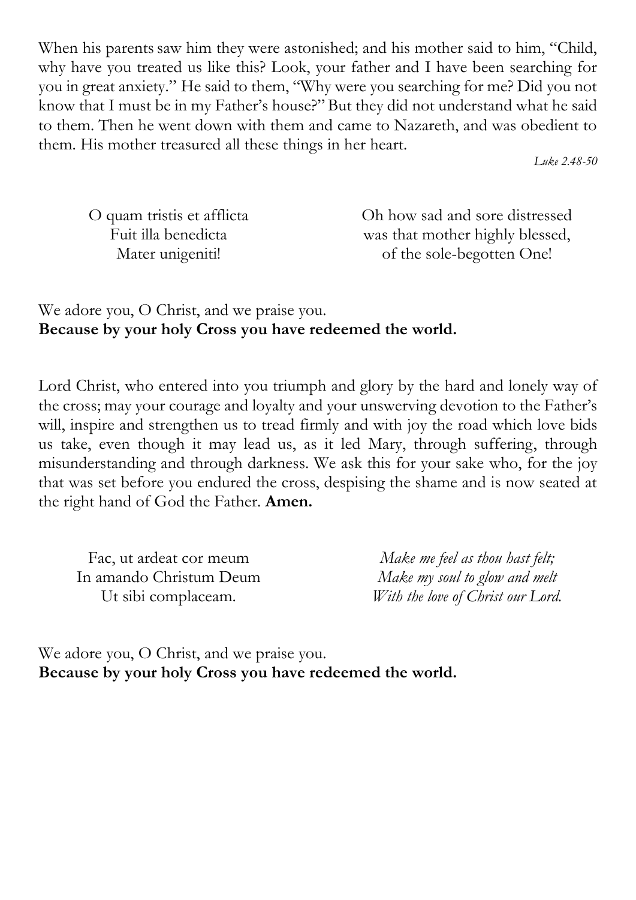When his parents saw him they were astonished; and his mother said to him, "Child, why have you treated us like this? Look, your father and I have been searching for you in great anxiety." He said to them, "Why were you searching for me? Did you not know that I must be in my Father's house?" But they did not understand what he said to them. Then he went down with them and came to Nazareth, and was obedient to them. His mother treasured all these things in her heart.

*Luke 2.48-50*

O quam tristis et afflicta
Fuit illa benedicta
Mater unigeniti!

Oh how sad and sore distressed
was that mother highly blessed,
of the sole-begotten One!

We adore you, O Christ, and we praise you.
**Because by your holy Cross you have redeemed the world.**

Lord Christ, who entered into you triumph and glory by the hard and lonely way of the cross; may your courage and loyalty and your unswerving devotion to the Father's will, inspire and strengthen us to tread firmly and with joy the road which love bids us take, even though it may lead us, as it led Mary, through suffering, through misunderstanding and through darkness. We ask this for your sake who, for the joy that was set before you endured the cross, despising the shame and is now seated at the right hand of God the Father. **Amen.**

Fac, ut ardeat cor meum
In amando Christum Deum
Ut sibi complaceam.

*Make me feel as thou hast felt;*
*Make my soul to glow and melt*
*With the love of Christ our Lord.*

We adore you, O Christ, and we praise you.
**Because by your holy Cross you have redeemed the world.**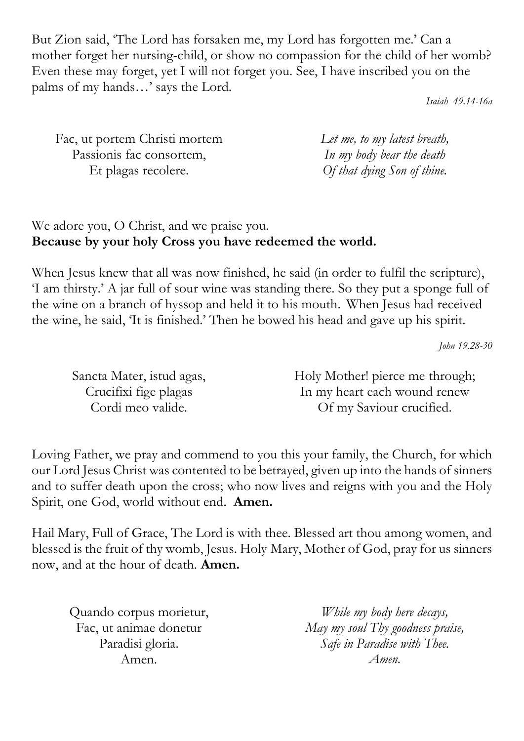But Zion said, 'The Lord has forsaken me, my Lord has forgotten me.' Can a mother forget her nursing-child, or show no compassion for the child of her womb? Even these may forget, yet I will not forget you. See, I have inscribed you on the palms of my hands…' says the Lord.

*Isaiah 49.14-16a*

| | |
|---|---|
| Fac, ut portem Christi mortem | *Let me, to my latest breath,* |
| Passionis fac consortem, | *In my body bear the death* |
| Et plagas recolere. | *Of that dying Son of thine.* |

We adore you, O Christ, and we praise you.
**Because by your holy Cross you have redeemed the world.**

When Jesus knew that all was now finished, he said (in order to fulfil the scripture), 'I am thirsty.' A jar full of sour wine was standing there. So they put a sponge full of the wine on a branch of hyssop and held it to his mouth. When Jesus had received the wine, he said, 'It is finished.' Then he bowed his head and gave up his spirit.

*John 19.28-30*

| | |
|---|---|
| Sancta Mater, istud agas, | Holy Mother! pierce me through; |
| Crucifixi fige plagas | In my heart each wound renew |
| Cordi meo valide. | Of my Saviour crucified. |

Loving Father, we pray and commend to you this your family, the Church, for which our Lord Jesus Christ was contented to be betrayed, given up into the hands of sinners and to suffer death upon the cross; who now lives and reigns with you and the Holy Spirit, one God, world without end. **Amen.**

Hail Mary, Full of Grace, The Lord is with thee. Blessed art thou among women, and blessed is the fruit of thy womb, Jesus. Holy Mary, Mother of God, pray for us sinners now, and at the hour of death. **Amen.**

| | |
|---|---|
| Quando corpus morietur, | *While my body here decays,* |
| Fac, ut animae donetur | *May my soul Thy goodness praise,* |
| Paradisi gloria. | *Safe in Paradise with Thee.* |
| Amen. | *Amen.* |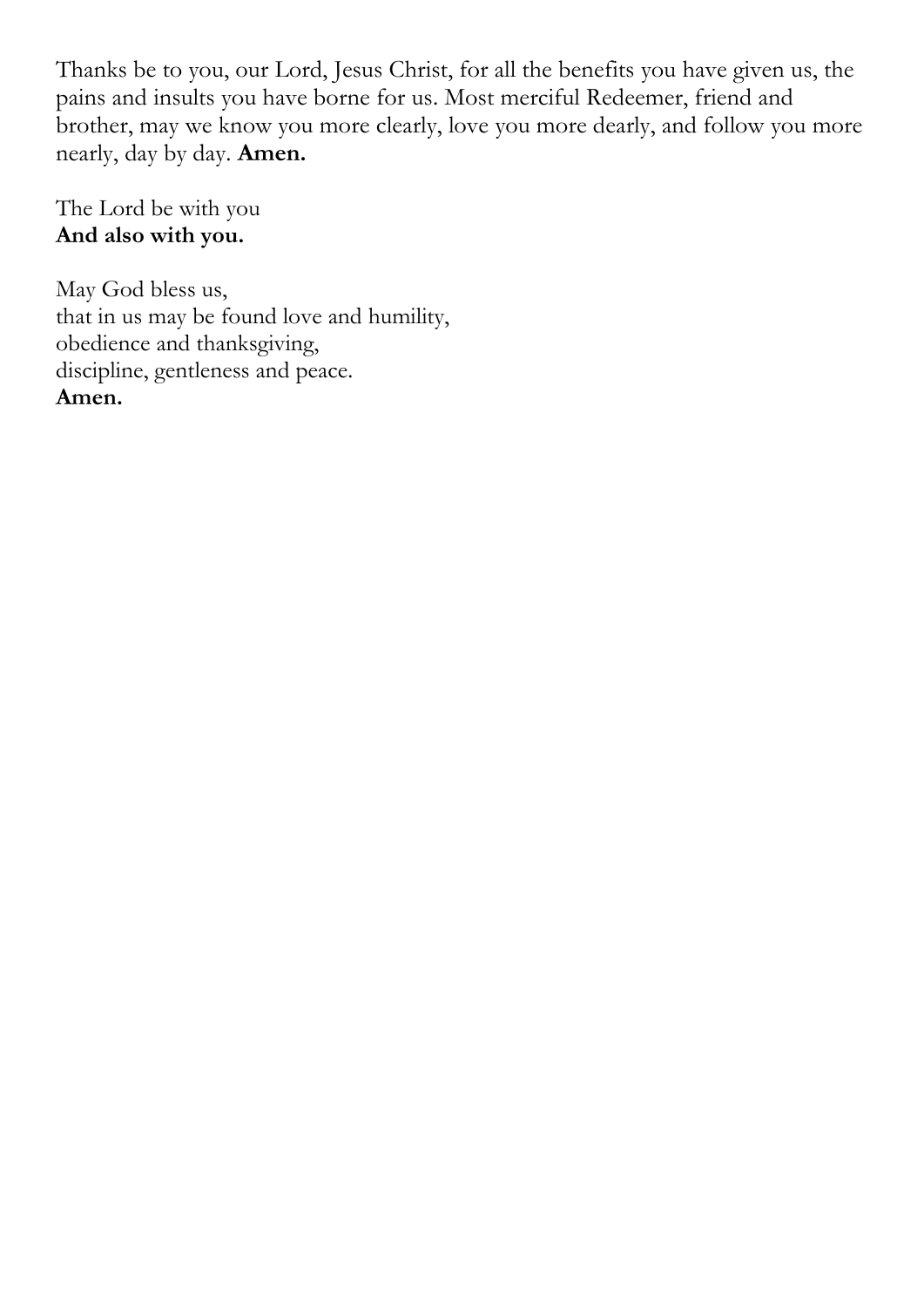Thanks be to you, our Lord, Jesus Christ, for all the benefits you have given us, the pains and insults you have borne for us. Most merciful Redeemer, friend and brother, may we know you more clearly, love you more dearly, and follow you more nearly, day by day. **Amen.**

The Lord be with you  
**And also with you.**

May God bless us,  
that in us may be found love and humility,  
obedience and thanksgiving,  
discipline, gentleness and peace.  
**Amen.**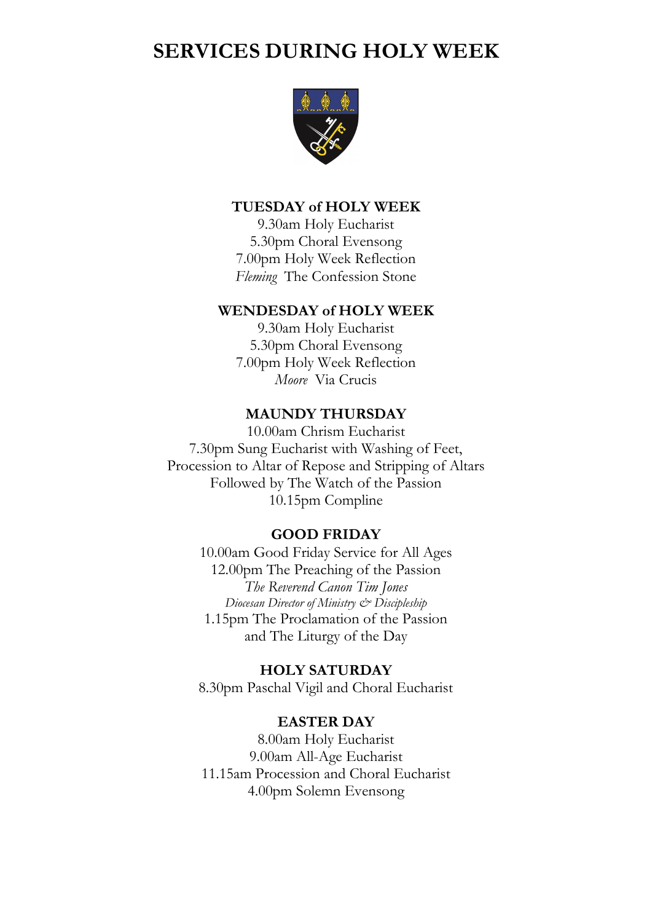# SERVICES DURING HOLY WEEK

**TUESDAY of HOLY WEEK**

9.30am Holy Eucharist
5.30pm Choral Evensong
7.00pm Holy Week Reflection
*Fleming* The Confession Stone

**WENDESDAY of HOLY WEEK**

9.30am Holy Eucharist
5.30pm Choral Evensong
7.00pm Holy Week Reflection
*Moore* Via Crucis

**MAUNDY THURSDAY**

10.00am Chrism Eucharist
7.30pm Sung Eucharist with Washing of Feet,
Procession to Altar of Repose and Stripping of Altars
Followed by The Watch of the Passion
10.15pm Compline

**GOOD FRIDAY**

10.00am Good Friday Service for All Ages
12.00pm The Preaching of the Passion
*The Reverend Canon Tim Jones*
*Diocesan Director of Ministry & Discipleship*
1.15pm The Proclamation of the Passion
and The Liturgy of the Day

**HOLY SATURDAY**

8.30pm Paschal Vigil and Choral Eucharist

**EASTER DAY**

8.00am Holy Eucharist
9.00am All-Age Eucharist
11.15am Procession and Choral Eucharist
4.00pm Solemn Evensong